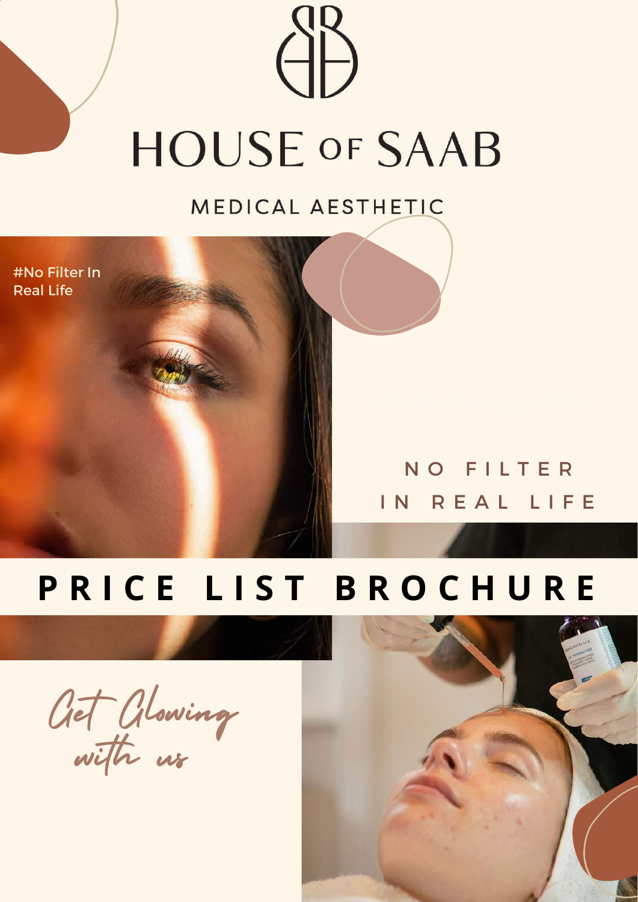# HOUSE OF SAAB

MEDICAL AESTHETIC

#No Filter In Real Life

NO FILTER IN REAL LIFE

## PRICE LIST BROCHURE

*Get Glowing with us*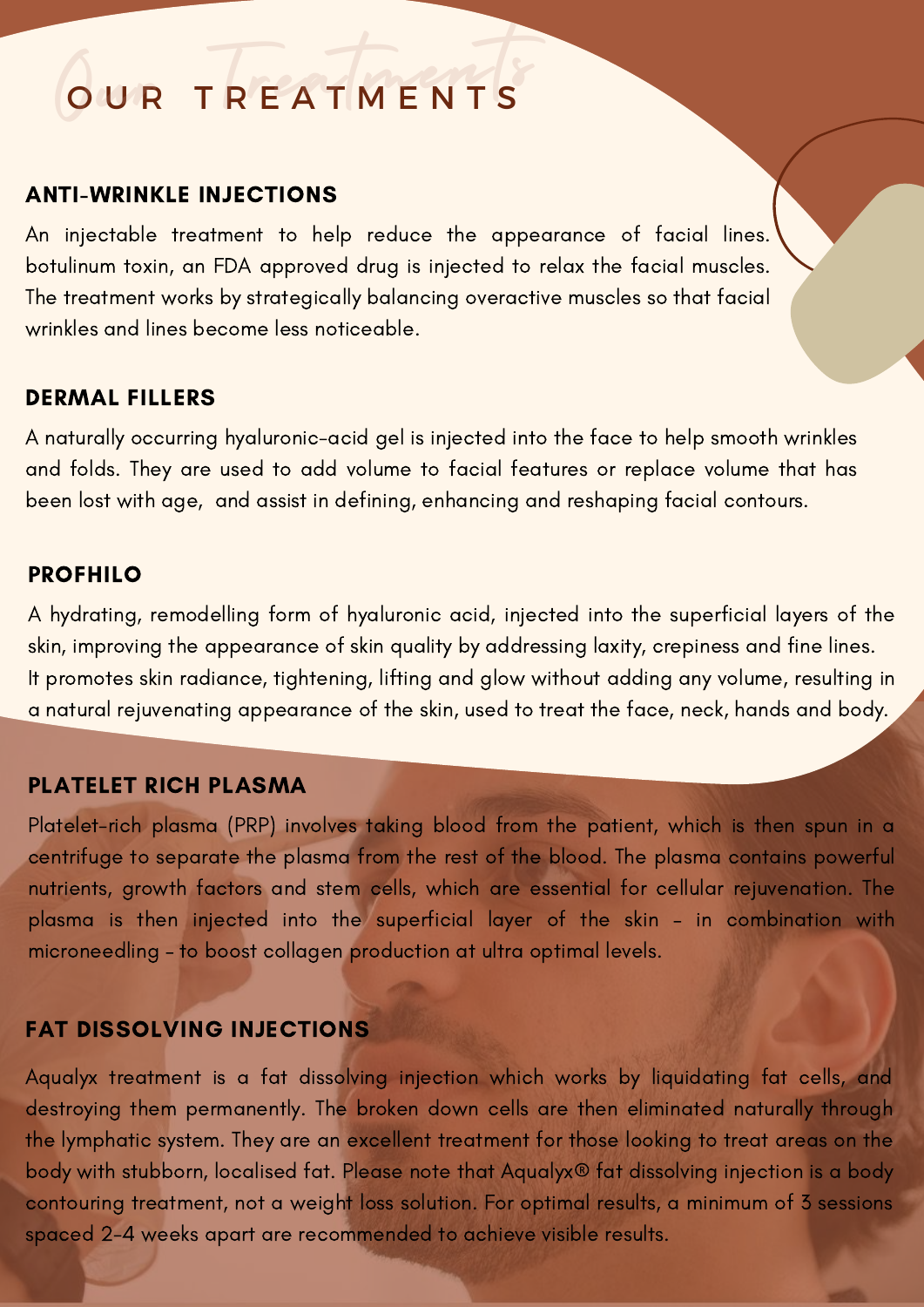# OUR TREATMENTS

## ANTI-WRINKLE INJECTIONS

An injectable treatment to help reduce the appearance of facial lines. botulinum toxin, an FDA approved drug is injected to relax the facial muscles. The treatment works by strategically balancing overactive muscles so that facial wrinkles and lines become less noticeable.

## DERMAL FILLERS

A naturally occurring hyaluronic-acid gel is injected into the face to help smooth wrinkles and folds. They are used to add volume to facial features or replace volume that has been lost with age, and assist in defining, enhancing and reshaping facial contours.

## PROFHILO

A hydrating, remodelling form of hyaluronic acid, injected into the superficial layers of the skin, improving the appearance of skin quality by addressing laxity, crepiness and fine lines. It promotes skin radiance, tightening, lifting and glow without adding any volume, resulting in a natural rejuvenating appearance of the skin, used to treat the face, neck, hands and body.

## PLATELET RICH PLASMA

Platelet-rich plasma (PRP) involves taking blood from the patient, which is then spun in a centrifuge to separate the plasma from the rest of the blood. The plasma contains powerful nutrients, growth factors and stem cells, which are essential for cellular rejuvenation. The plasma is then injected into the superficial layer of the skin - in combination with microneedling - to boost collagen production at ultra optimal levels.

## FAT DISSOLVING INJECTIONS

Aqualyx treatment is a fat dissolving injection which works by liquidating fat cells, and destroying them permanently. The broken down cells are then eliminated naturally through the lymphatic system. They are an excellent treatment for those looking to treat areas on the body with stubborn, localised fat. Please note that Aqualyx® fat dissolving injection is a body contouring treatment, not a weight loss solution. For optimal results, a minimum of 3 sessions spaced 2-4 weeks apart are recommended to achieve visible results.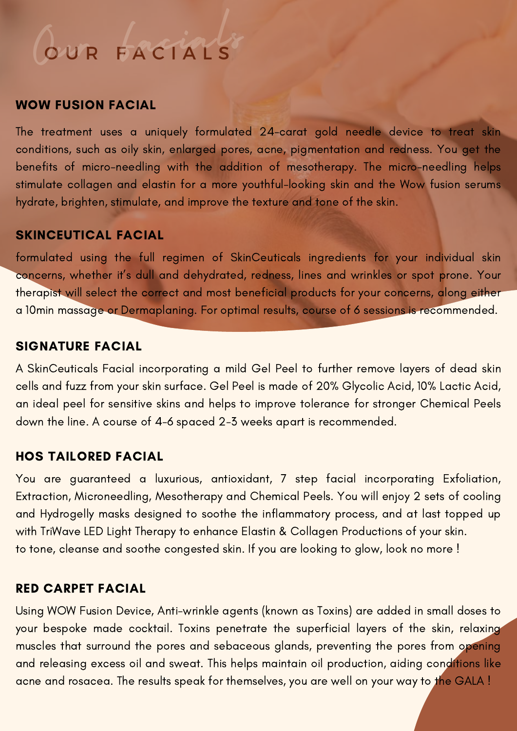# OUR FACIALS

## WOW FUSION FACIAL

The treatment uses a uniquely formulated 24-carat gold needle device to treat skin conditions, such as oily skin, enlarged pores, acne, pigmentation and redness. You get the benefits of micro-needling with the addition of mesotherapy. The micro-needling helps stimulate collagen and elastin for a more youthful-looking skin and the Wow fusion serums hydrate, brighten, stimulate, and improve the texture and tone of the skin.

## SKINCEUTICAL FACIAL

formulated using the full regimen of SkinCeuticals ingredients for your individual skin concerns, whether it's dull and dehydrated, redness, lines and wrinkles or spot prone. Your therapist will select the correct and most beneficial products for your concerns, along either a 10min massage or Dermaplaning. For optimal results, course of 6 sessions is recommended.

## SIGNATURE FACIAL

A SkinCeuticals Facial incorporating a mild Gel Peel to further remove layers of dead skin cells and fuzz from your skin surface. Gel Peel is made of 20% Glycolic Acid, 10% Lactic Acid, an ideal peel for sensitive skins and helps to improve tolerance for stronger Chemical Peels down the line. A course of 4-6 spaced 2-3 weeks apart is recommended.

## HOS TAILORED FACIAL

You are guaranteed a luxurious, antioxidant, 7 step facial incorporating Exfoliation, Extraction, Microneedling, Mesotherapy and Chemical Peels. You will enjoy 2 sets of cooling and Hydrogelly masks designed to soothe the inflammatory process, and at last topped up with TriWave LED Light Therapy to enhance Elastin & Collagen Productions of your skin. to tone, cleanse and soothe congested skin. If you are looking to glow, look no more !

## RED CARPET FACIAL

Using WOW Fusion Device, Anti-wrinkle agents (known as Toxins) are added in small doses to your bespoke made cocktail. Toxins penetrate the superficial layers of the skin, relaxing muscles that surround the pores and sebaceous glands, preventing the pores from opening and releasing excess oil and sweat. This helps maintain oil production, aiding conditions like acne and rosacea. The results speak for themselves, you are well on your way to the GALA !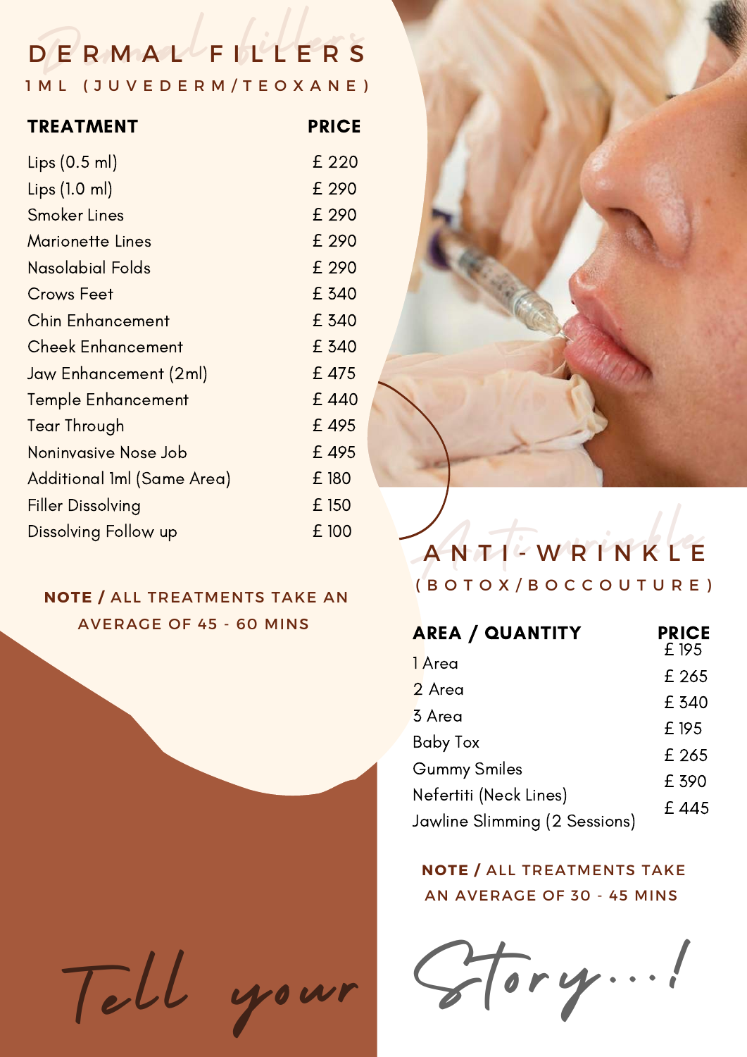# DERMAL FILLERS

### 1ML (JUVEDERM/TEOXANE)

| TREATMENT | PRICE |
|---|---|
| Lips (0.5 ml) | £ 220 |
| Lips (1.0 ml) | £ 290 |
| Smoker Lines | £ 290 |
| Marionette Lines | £ 290 |
| Nasolabial Folds | £ 290 |
| Crows Feet | £ 340 |
| Chin Enhancement | £ 340 |
| Cheek Enhancement | £ 340 |
| Jaw Enhancement (2ml) | £ 475 |
| Temple Enhancement | £ 440 |
| Tear Through | £ 495 |
| Noninvasive Nose Job | £ 495 |
| Additional 1ml (Same Area) | £ 180 |
| Filler Dissolving | £ 150 |
| Dissolving Follow up | £ 100 |

**NOTE /** ALL TREATMENTS TAKE AN AVERAGE OF 45 - 60 MINS

# ANTI-WRINKLE

### (BOTOX/BOCCOUTURE)

| AREA / QUANTITY | PRICE |
|---|---|
| 1 Area | £ 195 |
| 2 Area | £ 265 |
| 3 Area | £ 340 |
| Baby Tox | £ 195 |
| Gummy Smiles | £ 265 |
| Nefertiti (Neck Lines) | £ 390 |
| Jawline Slimming (2 Sessions) | £ 445 |

**NOTE /** ALL TREATMENTS TAKE AN AVERAGE OF 30 - 45 MINS

Tell your Story...!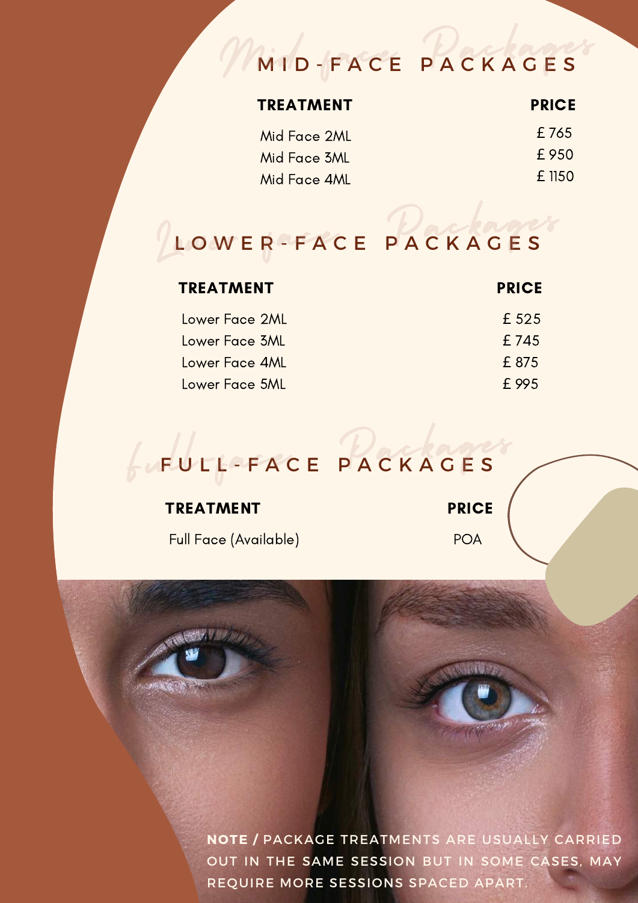## MID-FACE PACKAGES

| TREATMENT | PRICE |
| --- | --- |
| Mid Face 2ML | £ 765 |
| Mid Face 3ML | £ 950 |
| Mid Face 4ML | £ 1150 |

## LOWER-FACE PACKAGES

| TREATMENT | PRICE |
| --- | --- |
| Lower Face 2ML | £ 525 |
| Lower Face 3ML | £ 745 |
| Lower Face 4ML | £ 875 |
| Lower Face 5ML | £ 995 |

## FULL-FACE PACKAGES

| TREATMENT | PRICE |
| --- | --- |
| Full Face (Available) | POA |

**NOTE /** PACKAGE TREATMENTS ARE USUALLY CARRIED OUT IN THE SAME SESSION BUT IN SOME CASES, MAY REQUIRE MORE SESSIONS SPACED APART.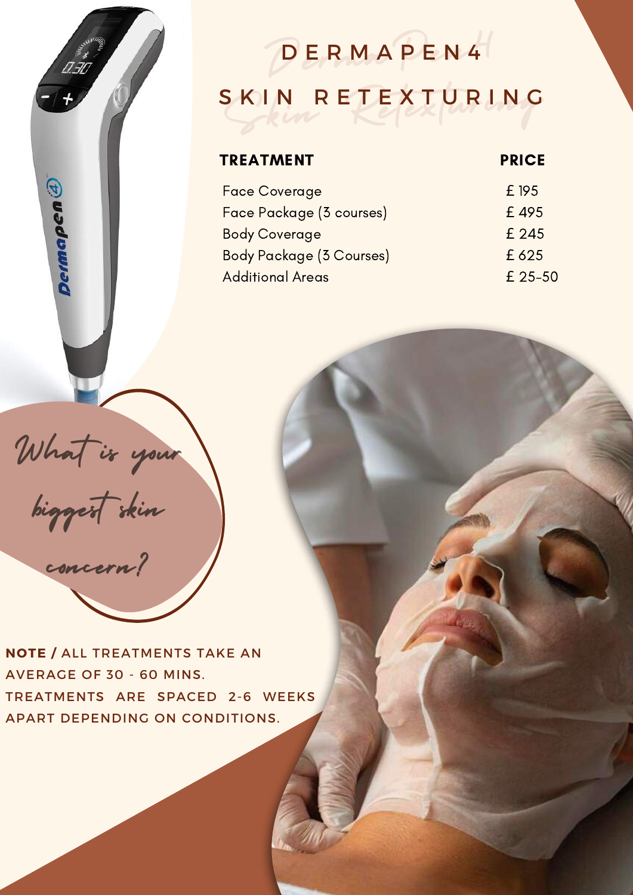# DERMAPEN4 SKIN RETEXTURING

| TREATMENT | PRICE |
| --- | --- |
| Face Coverage | £ 195 |
| Face Package (3 courses) | £ 495 |
| Body Coverage | £ 245 |
| Body Package (3 Courses) | £ 625 |
| Additional Areas | £ 25-50 |

*What is your biggest skin concern?*

**NOTE /** ALL TREATMENTS TAKE AN AVERAGE OF 30 - 60 MINS. TREATMENTS ARE SPACED 2-6 WEEKS APART DEPENDING ON CONDITIONS.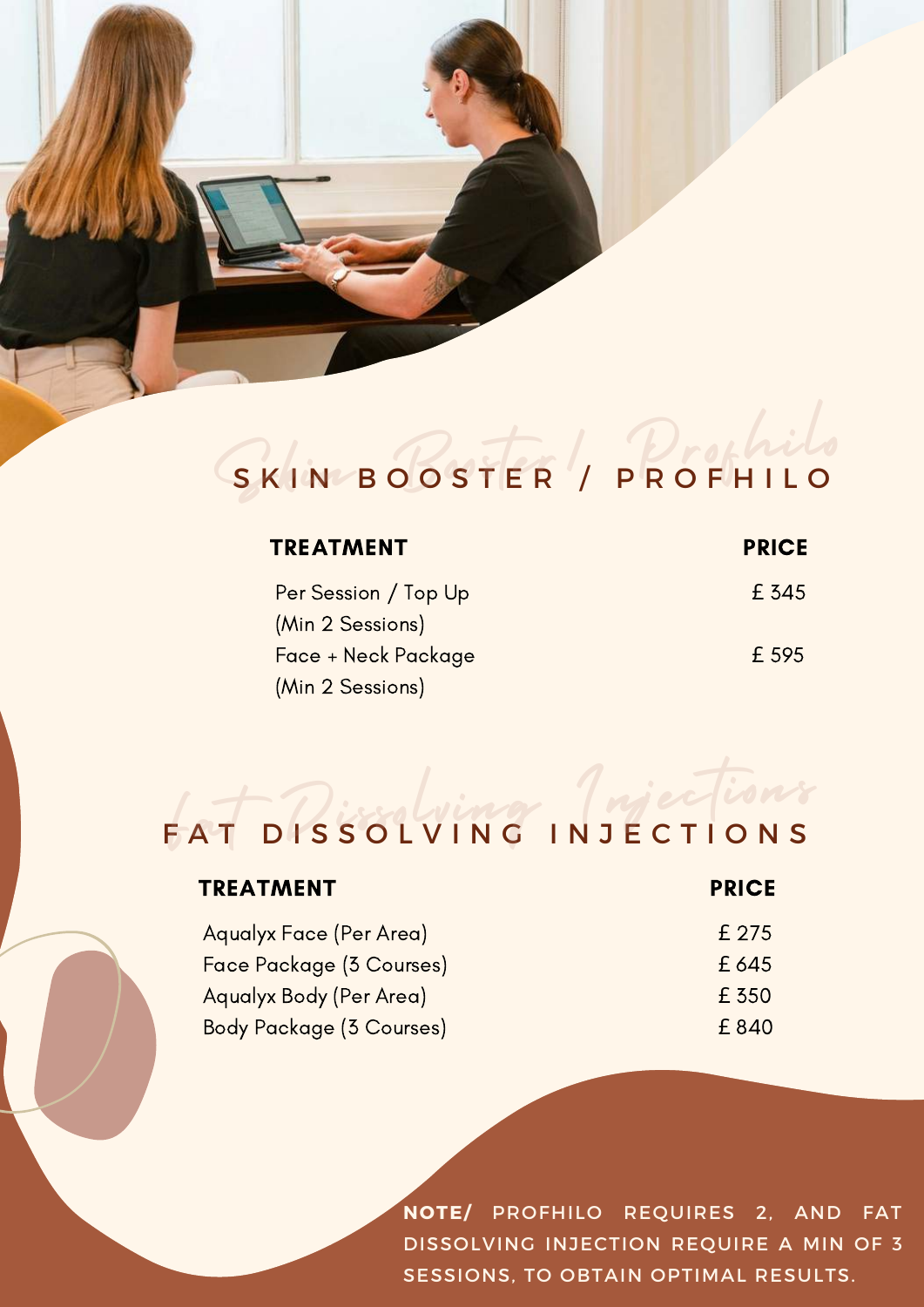## SKIN BOOSTER / PROFHILO

| TREATMENT | PRICE |
| --- | --- |
| Per Session / Top Up (Min 2 Sessions) | £ 345 |
| Face + Neck Package (Min 2 Sessions) | £ 595 |

## FAT DISSOLVING INJECTIONS

| TREATMENT | PRICE |
| --- | --- |
| Aqualyx Face (Per Area) | £ 275 |
| Face Package (3 Courses) | £ 645 |
| Aqualyx Body (Per Area) | £ 350 |
| Body Package (3 Courses) | £ 840 |

**NOTE/** PROFHILO REQUIRES 2, AND FAT DISSOLVING INJECTION REQUIRE A MIN OF 3 SESSIONS, TO OBTAIN OPTIMAL RESULTS.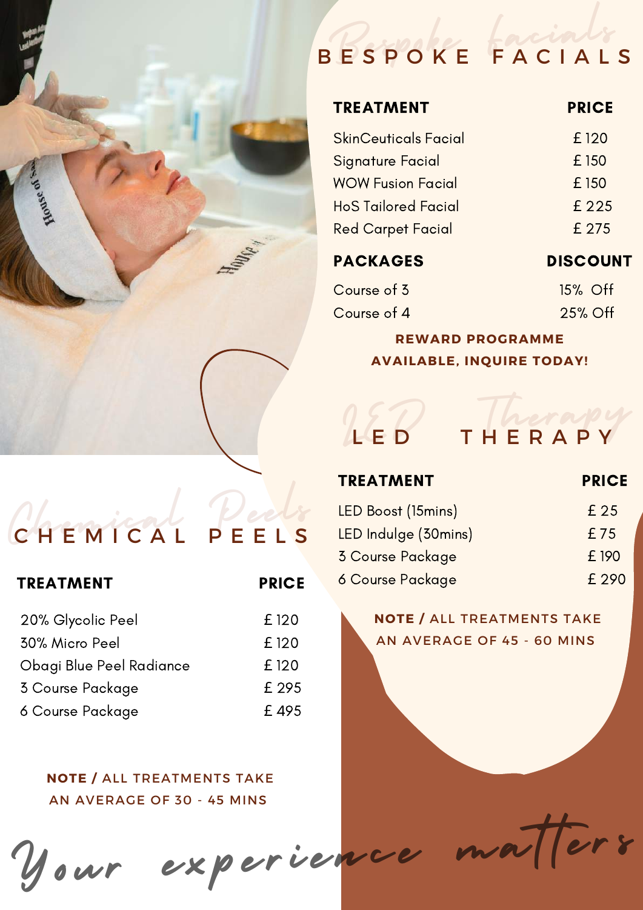# BESPOKE FACIALS

| TREATMENT | PRICE |
| --- | --- |
| SkinCeuticals Facial | £ 120 |
| Signature Facial | £ 150 |
| WOW Fusion Facial | £ 150 |
| HoS Tailored Facial | £ 225 |
| Red Carpet Facial | £ 275 |

| PACKAGES | DISCOUNT |
| --- | --- |
| Course of 3 | 15% Off |
| Course of 4 | 25% Off |

**REWARD PROGRAMME AVAILABLE, INQUIRE TODAY!**

# LED THERAPY

| TREATMENT | PRICE |
| --- | --- |
| LED Boost (15mins) | £ 25 |
| LED Indulge (30mins) | £ 75 |
| 3 Course Package | £ 190 |
| 6 Course Package | £ 290 |

**NOTE /** ALL TREATMENTS TAKE AN AVERAGE OF 45 - 60 MINS

# CHEMICAL PEELS

| TREATMENT | PRICE |
| --- | --- |
| 20% Glycolic Peel | £ 120 |
| 30% Micro Peel | £ 120 |
| Obagi Blue Peel Radiance | £ 120 |
| 3 Course Package | £ 295 |
| 6 Course Package | £ 495 |

**NOTE /** ALL TREATMENTS TAKE AN AVERAGE OF 30 - 45 MINS

*Your experience matters*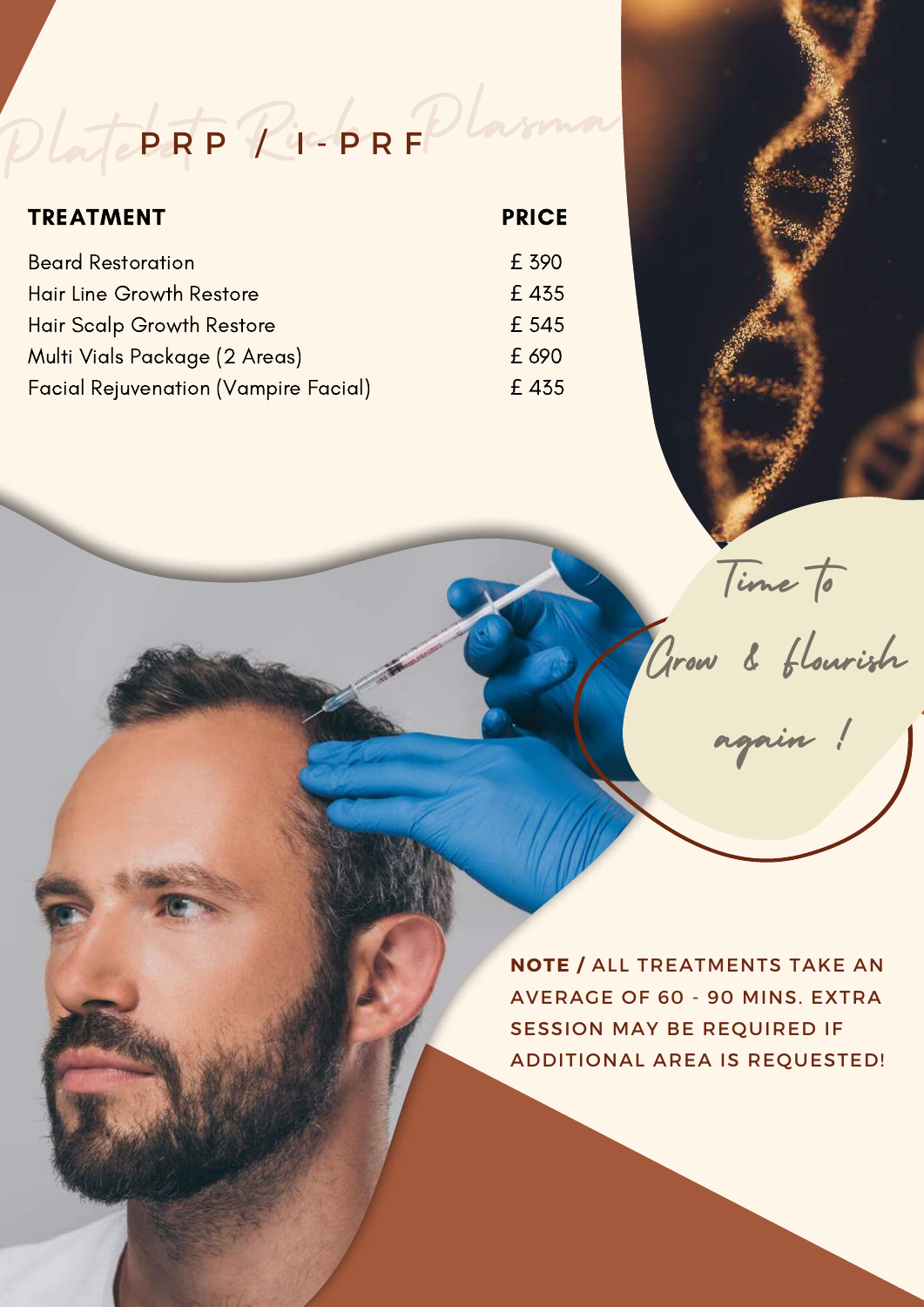# PRP / I-PRF

*Platelet Rich Plasma*

| TREATMENT | PRICE |
| --- | --- |
| Beard Restoration | £ 390 |
| Hair Line Growth Restore | £ 435 |
| Hair Scalp Growth Restore | £ 545 |
| Multi Vials Package (2 Areas) | £ 690 |
| Facial Rejuvenation (Vampire Facial) | £ 435 |

*Time to Grow & flourish again !*

**NOTE /** ALL TREATMENTS TAKE AN AVERAGE OF 60 - 90 MINS. EXTRA SESSION MAY BE REQUIRED IF ADDITIONAL AREA IS REQUESTED!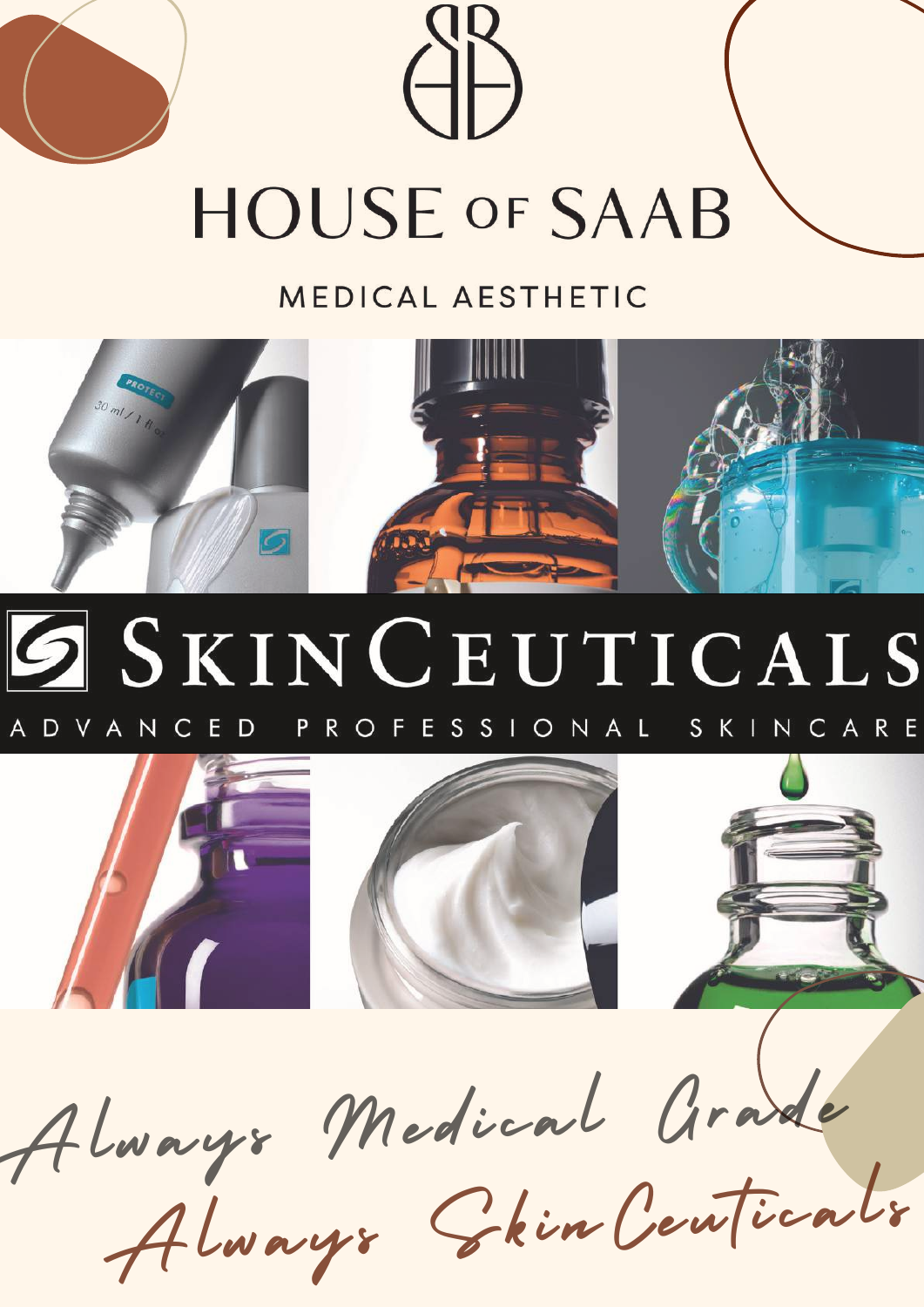# HOUSE OF SAAB

MEDICAL AESTHETIC

## SKINCEUTICALS

ADVANCED PROFESSIONAL SKINCARE

*Always Medical Grade*

*Always SkinCeuticals*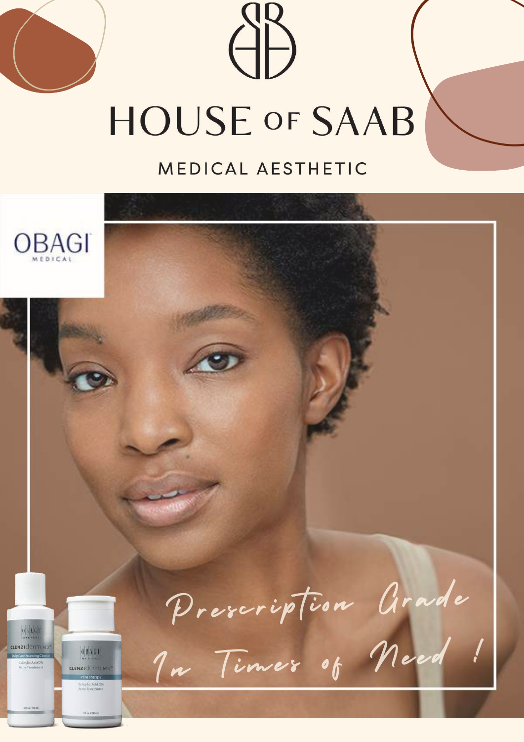# HOUSE OF SAAB

MEDICAL AESTHETIC

OBAGI MEDICAL

*Prescription Grade In Times of Need !*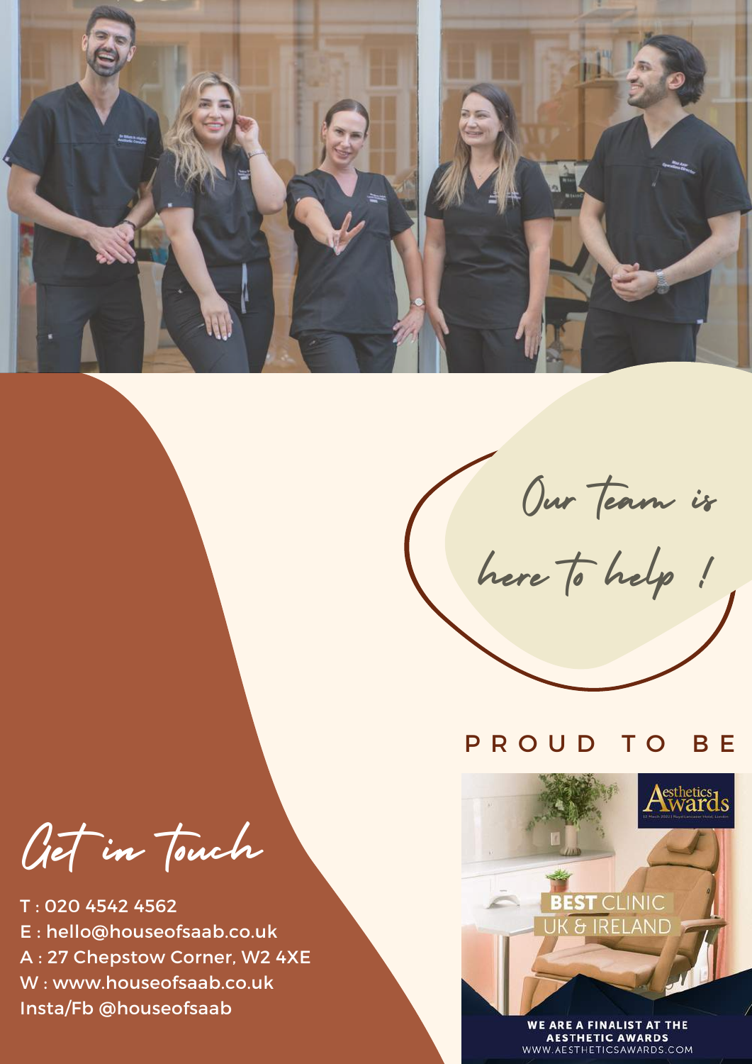Our team is here to help !

PROUD TO BE

Aesthetics Awards

BEST CLINIC UK & IRELAND

WE ARE A FINALIST AT THE AESTHETIC AWARDS
WWW.AESTHETICSAWARDS.COM

## Get in touch

T : 020 4542 4562
E : hello@houseofsaab.co.uk
A : 27 Chepstow Corner, W2 4XE
W : www.houseofsaab.co.uk
Insta/Fb @houseofsaab